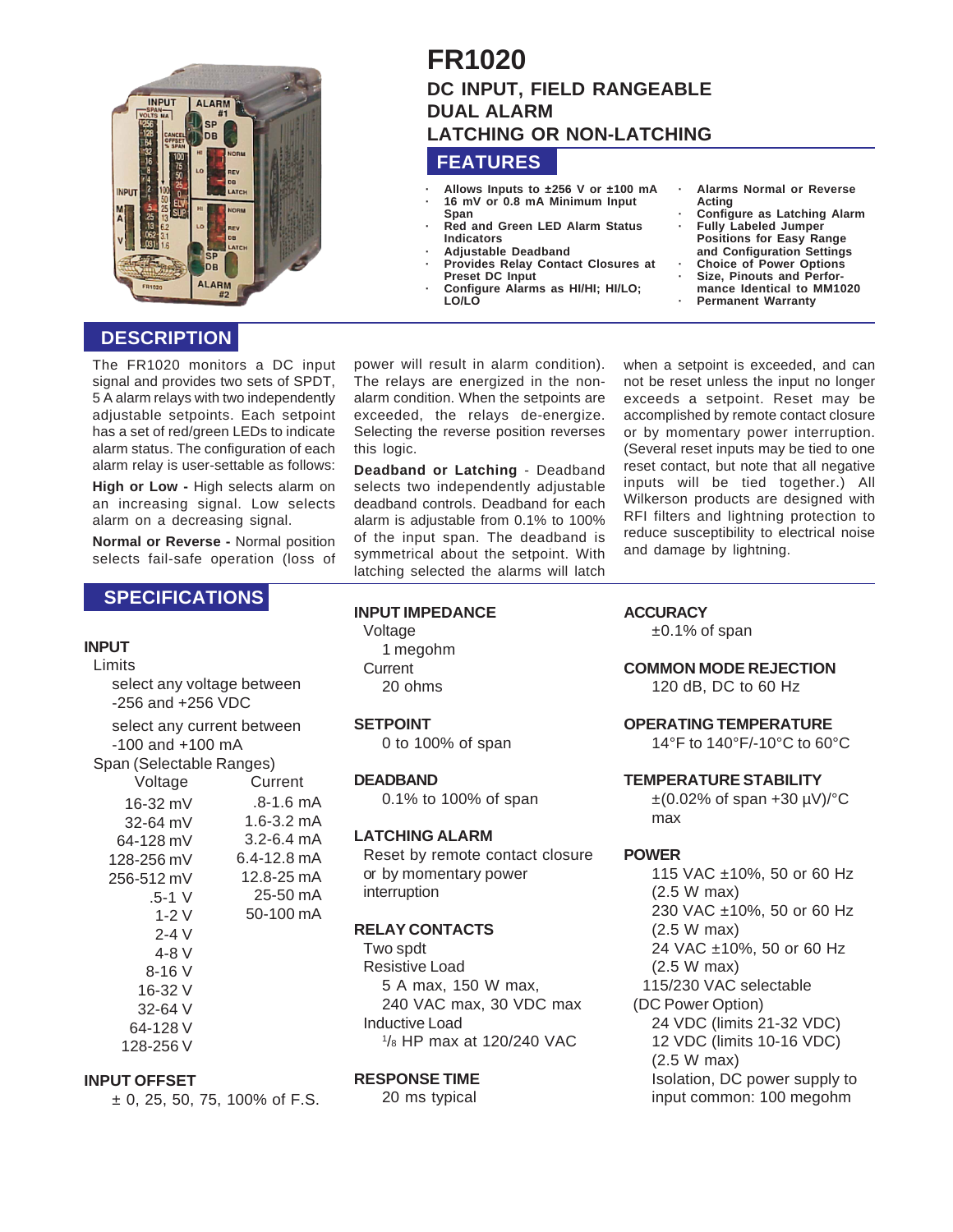# FR1020

## DC INPUT, FIELD RANGEABLE DUAL ALARM LATCHING OR NON-LATCHING

## FEATURES

- **Allows Inputs to ±256 V or ±100 mA**
- **16 mV or 0.8 mA Minimum Input Span**
- **Red and Green LED Alarm Status Indicators**
- **Adjustable Deadband**
- **Provides Relay Contact Closures at Preset DC Input**
- **Configure Alarms as HI/HI; HI/LO; LO/LO**
- **Alarms Normal or Reverse Acting**
- **Configure as Latching Alarm**
- **Fully Labeled Jumper Positions for Easy Range and Configuration Settings**
- **Choice of Power Options**
- **Size, Pinouts and Performance Identical to MM1020**
- **Permanent Warranty**

## DESCRIPTION

The FR1020 monitors a DC input signal and provides two sets of SPDT, 5 A alarm relays with two independently adjustable setpoints. Each setpoint has a set of red/green LEDs to indicate alarm status. The configuration of each alarm relay is user-settable as follows:

**High or Low -** High selects alarm on an increasing signal. Low selects alarm on a decreasing signal.

**Normal or Reverse -** Normal position selects fail-safe operation (loss of power will result in alarm condition). The relays are energized in the non-alarm condition. When the setpoints are exceeded, the relays de-energize. Selecting the reverse position reverses this logic.

**Deadband or Latching** - Deadband selects two independently adjustable deadband controls. Deadband for each alarm is adjustable from 0.1% to 100% of the input span. The deadband is symmetrical about the setpoint. With latching selected the alarms will latch when a setpoint is exceeded, and can not be reset unless the input no longer exceeds a setpoint. Reset may be accomplished by remote contact closure or by momentary power interruption. (Several reset inputs may be tied to one reset contact, but note that all negative inputs will be tied together.) All Wilkerson products are designed with RFI filters and lightning protection to reduce susceptibility to electrical noise and damage by lightning.

## SPECIFICATIONS

### INPUT

Limits

select any voltage between -256 and +256 VDC

select any current between -100 and +100 mA

Span (Selectable Ranges)

| Voltage | Current |
|---|---|
| 16-32 mV | .8-1.6 mA |
| 32-64 mV | 1.6-3.2 mA |
| 64-128 mV | 3.2-6.4 mA |
| 128-256 mV | 6.4-12.8 mA |
| 256-512 mV | 12.8-25 mA |
| .5-1 V | 25-50 mA |
| 1-2 V | 50-100 mA |
| 2-4 V | |
| 4-8 V | |
| 8-16 V | |
| 16-32 V | |
| 32-64 V | |
| 64-128 V | |
| 128-256 V | |

### INPUT OFFSET

± 0, 25, 50, 75, 100% of F.S.

### INPUT IMPEDANCE

Voltage
1 megohm

Current
20 ohms

### SETPOINT

0 to 100% of span

### DEADBAND

0.1% to 100% of span

### LATCHING ALARM

Reset by remote contact closure or by momentary power interruption

### RELAY CONTACTS

Two spdt

Resistive Load
5 A max, 150 W max, 240 VAC max, 30 VDC max

Inductive Load
1/8 HP max at 120/240 VAC

### RESPONSE TIME

20 ms typical

### ACCURACY

±0.1% of span

### COMMON MODE REJECTION

120 dB, DC to 60 Hz

### OPERATING TEMPERATURE

14°F to 140°F/-10°C to 60°C

### TEMPERATURE STABILITY

±(0.02% of span +30 µV)/°C max

### POWER

115 VAC ±10%, 50 or 60 Hz (2.5 W max)

230 VAC ±10%, 50 or 60 Hz (2.5 W max)

24 VAC ±10%, 50 or 60 Hz (2.5 W max)

115/230 VAC selectable

(DC Power Option)

24 VDC (limits 21-32 VDC)

12 VDC (limits 10-16 VDC) (2.5 W max)

Isolation, DC power supply to input common: 100 megohm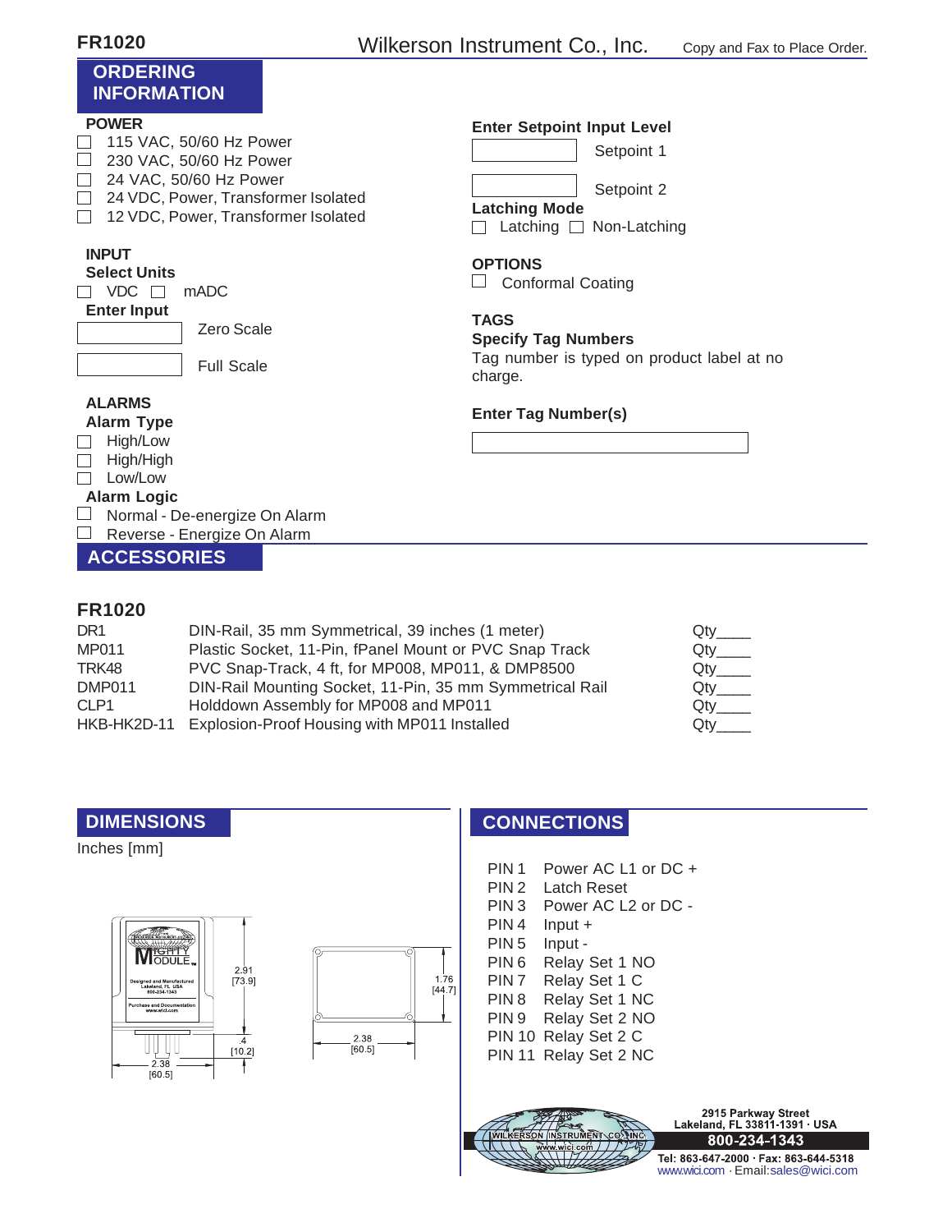## ORDERING INFORMATION

### POWER

- ☐ 115 VAC, 50/60 Hz Power
- ☐ 230 VAC, 50/60 Hz Power
- ☐ 24 VAC, 50/60 Hz Power
- ☐ 24 VDC, Power, Transformer Isolated
- ☐ 12 VDC, Power, Transformer Isolated

### INPUT

**Select Units**

☐ VDC ☐ mADC

**Enter Input**

\_\_\_\_\_\_\_\_ Zero Scale

\_\_\_\_\_\_\_\_ Full Scale

### ALARMS

**Alarm Type**

- ☐ High/Low
- ☐ High/High
- ☐ Low/Low

**Alarm Logic**

- ☐ Normal - De-energize On Alarm
- ☐ Reverse - Energize On Alarm

**Enter Setpoint Input Level**

\_\_\_\_\_\_\_\_ Setpoint 1

\_\_\_\_\_\_\_\_ Setpoint 2

**Latching Mode**

☐ Latching ☐ Non-Latching

### OPTIONS

☐ Conformal Coating

### TAGS

**Specify Tag Numbers**

Tag number is typed on product label at no charge.

**Enter Tag Number(s)**

\_\_\_\_\_\_\_\_\_\_\_\_\_\_\_\_

## ACCESSORIES

### FR1020

| | | |
|---|---|---|
| DR1 | DIN-Rail, 35 mm Symmetrical, 39 inches (1 meter) | Qty\_\_\_\_ |
| MP011 | Plastic Socket, 11-Pin, fPanel Mount or PVC Snap Track | Qty\_\_\_\_ |
| TRK48 | PVC Snap-Track, 4 ft, for MP008, MP011, & DMP8500 | Qty\_\_\_\_ |
| DMP011 | DIN-Rail Mounting Socket, 11-Pin, 35 mm Symmetrical Rail | Qty\_\_\_\_ |
| CLP1 | Holddown Assembly for MP008 and MP011 | Qty\_\_\_\_ |
| HKB-HK2D-11 | Explosion-Proof Housing with MP011 Installed | Qty\_\_\_\_ |

## DIMENSIONS

Inches [mm]

2.91 [73.9]

.4 [10.2]

2.38 [60.5]

1.76 [44.7]

2.38 [60.5]

## CONNECTIONS

| | |
|---|---|
| PIN 1 | Power AC L1 or DC + |
| PIN 2 | Latch Reset |
| PIN 3 | Power AC L2 or DC - |
| PIN 4 | Input + |
| PIN 5 | Input - |
| PIN 6 | Relay Set 1 NO |
| PIN 7 | Relay Set 1 C |
| PIN 8 | Relay Set 1 NC |
| PIN 9 | Relay Set 2 NO |
| PIN 10 | Relay Set 2 C |
| PIN 11 | Relay Set 2 NC |

WILKERSON INSTRUMENT CO., INC.
www.wici.com

2915 Parkway Street
Lakeland, FL 33811-1391 · USA
800-234-1343
Tel: 863-647-2000 · Fax: 863-644-5318
www.wici.com · Email:sales@wici.com